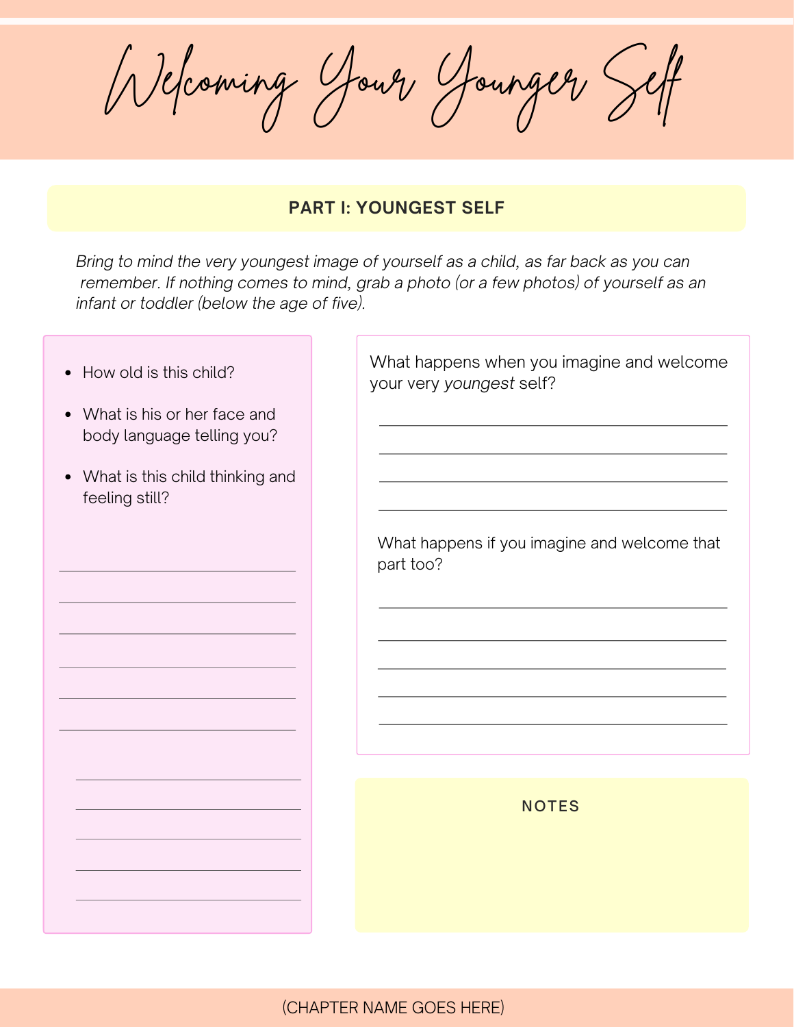# Welcoming Your Younger Self

## PART I: YOUNGEST SELF

*Bring to mind the very youngest image of yourself as a child, as far back as you can remember. If nothing comes to mind, grab a photo (or a few photos) of yourself as an infant or toddler (below the age of five).*

- How old is this child?
- What is his or her face and body language telling you?
- What is this child thinking and feeling still?

What happens when you imagine and welcome your very *youngest* self?

What happens if you imagine and welcome that part too?

**NOTES**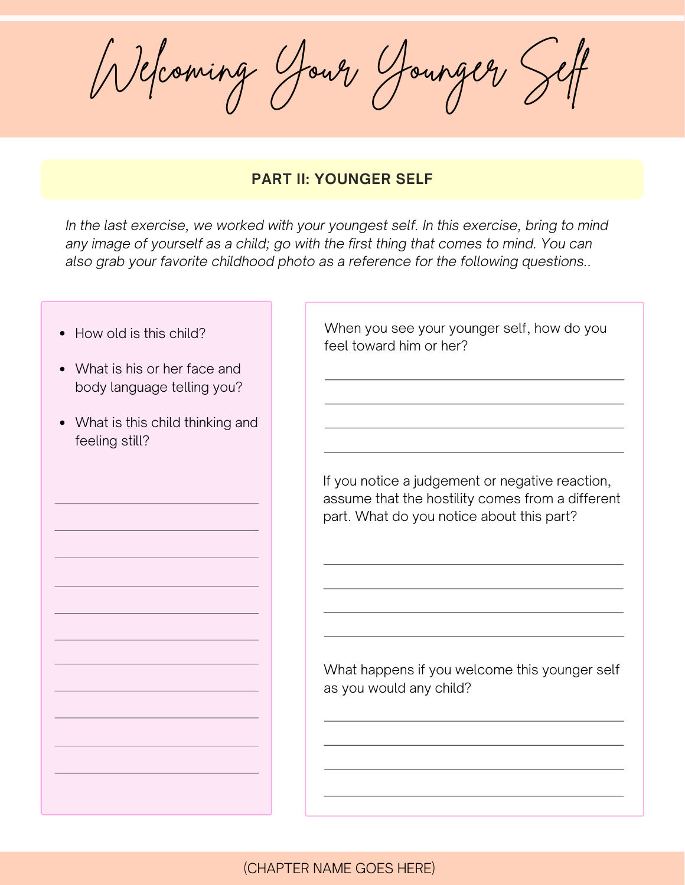# Welcoming Your Younger Self

## PART II: YOUNGER SELF

*In the last exercise, we worked with your youngest self. In this exercise, bring to mind any image of yourself as a child; go with the first thing that comes to mind. You can also grab your favorite childhood photo as a reference for the following questions..*

- How old is this child?
- What is his or her face and body language telling you?
- What is this child thinking and feeling still?

___________________________

___________________________

___________________________

___________________________

___________________________

___________________________

___________________________

___________________________

___________________________

___________________________

___________________________

When you see your younger self, how do you feel toward him or her?

___________________________

___________________________

___________________________

___________________________

If you notice a judgement or negative reaction, assume that the hostility comes from a different part. What do you notice about this part?

___________________________

___________________________

___________________________

___________________________

What happens if you welcome this younger self as you would any child?

___________________________

___________________________

___________________________

___________________________

(CHAPTER NAME GOES HERE)